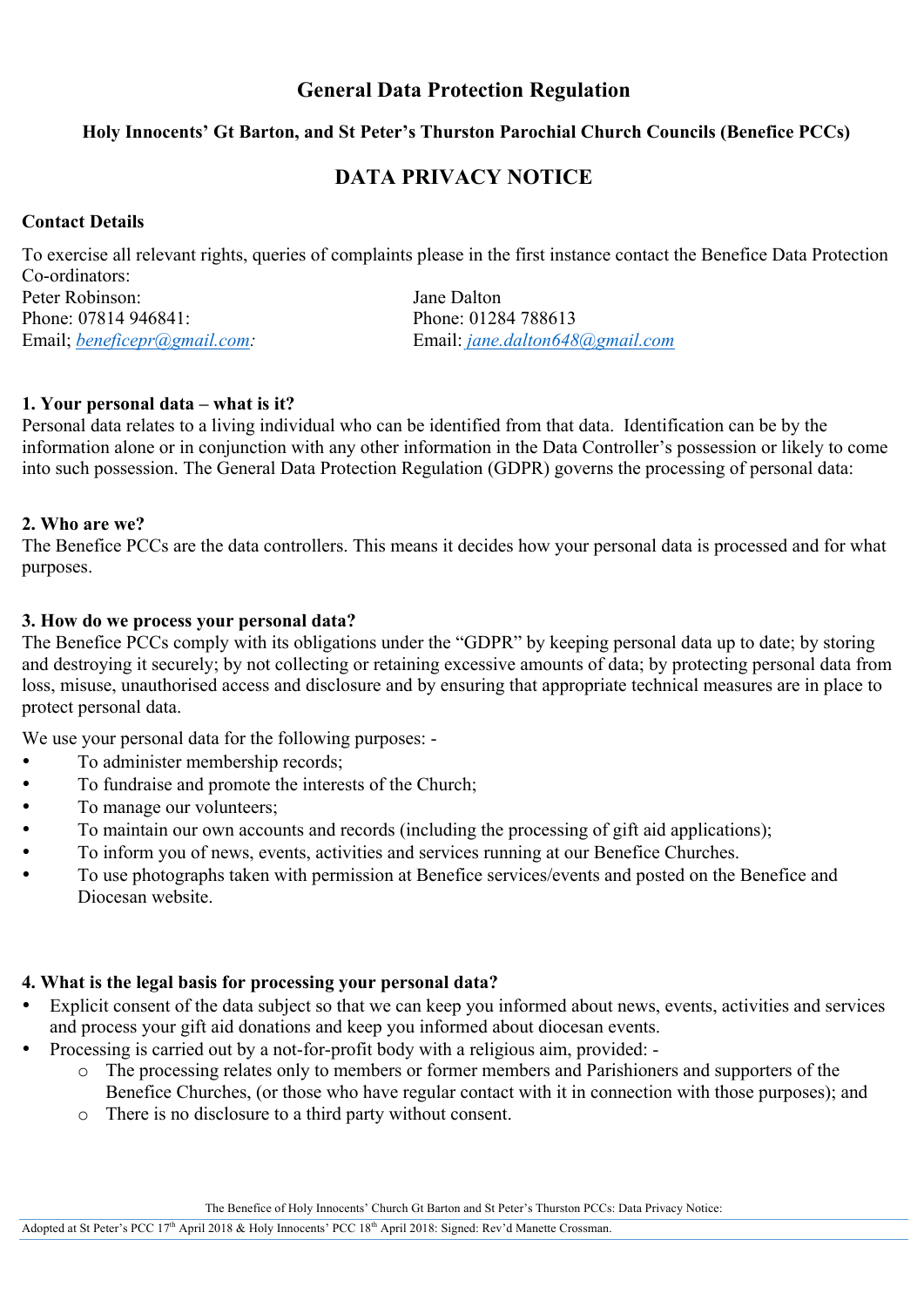# General Data Protection Regulation

## Holy Innocents' Gt Barton, and St Peter's Thurston Parochial Church Councils (Benefice PCCs)

## DATA PRIVACY NOTICE

**Contact Details**

To exercise all relevant rights, queries of complaints please in the first instance contact the Benefice Data Protection Co-ordinators:

Peter Robinson:
Phone: 07814 946841:
Email; *beneficepr@gmail.com:*

Jane Dalton
Phone: 01284 788613
Email: *jane.dalton648@gmail.com*

**1. Your personal data – what is it?**

Personal data relates to a living individual who can be identified from that data. Identification can be by the information alone or in conjunction with any other information in the Data Controller's possession or likely to come into such possession. The General Data Protection Regulation (GDPR) governs the processing of personal data:

**2. Who are we?**

The Benefice PCCs are the data controllers. This means it decides how your personal data is processed and for what purposes.

**3. How do we process your personal data?**

The Benefice PCCs comply with its obligations under the "GDPR" by keeping personal data up to date; by storing and destroying it securely; by not collecting or retaining excessive amounts of data; by protecting personal data from loss, misuse, unauthorised access and disclosure and by ensuring that appropriate technical measures are in place to protect personal data.

We use your personal data for the following purposes: -

- To administer membership records;
- To fundraise and promote the interests of the Church;
- To manage our volunteers;
- To maintain our own accounts and records (including the processing of gift aid applications);
- To inform you of news, events, activities and services running at our Benefice Churches.
- To use photographs taken with permission at Benefice services/events and posted on the Benefice and Diocesan website.

**4. What is the legal basis for processing your personal data?**

- Explicit consent of the data subject so that we can keep you informed about news, events, activities and services and process your gift aid donations and keep you informed about diocesan events.
- Processing is carried out by a not-for-profit body with a religious aim, provided: -
  - The processing relates only to members or former members and Parishioners and supporters of the Benefice Churches, (or those who have regular contact with it in connection with those purposes); and
  - There is no disclosure to a third party without consent.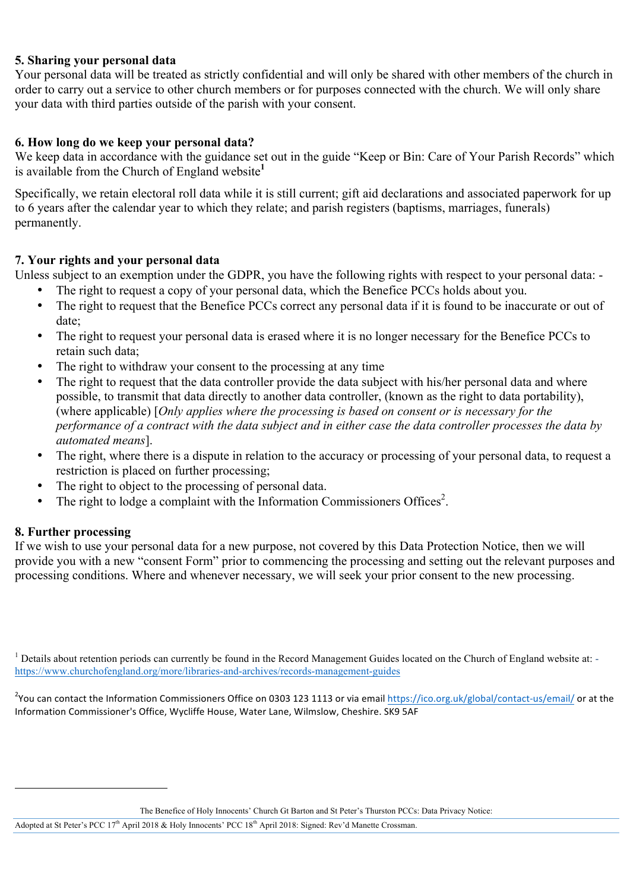## 5. Sharing your personal data

Your personal data will be treated as strictly confidential and will only be shared with other members of the church in order to carry out a service to other church members or for purposes connected with the church. We will only share your data with third parties outside of the parish with your consent.

## 6. How long do we keep your personal data?

We keep data in accordance with the guidance set out in the guide "Keep or Bin: Care of Your Parish Records" which is available from the Church of England website[1]

Specifically, we retain electoral roll data while it is still current; gift aid declarations and associated paperwork for up to 6 years after the calendar year to which they relate; and parish registers (baptisms, marriages, funerals) permanently.

## 7. Your rights and your personal data

Unless subject to an exemption under the GDPR, you have the following rights with respect to your personal data: -

- The right to request a copy of your personal data, which the Benefice PCCs holds about you.
- The right to request that the Benefice PCCs correct any personal data if it is found to be inaccurate or out of date;
- The right to request your personal data is erased where it is no longer necessary for the Benefice PCCs to retain such data;
- The right to withdraw your consent to the processing at any time
- The right to request that the data controller provide the data subject with his/her personal data and where possible, to transmit that data directly to another data controller, (known as the right to data portability), (where applicable) [*Only applies where the processing is based on consent or is necessary for the performance of a contract with the data subject and in either case the data controller processes the data by automated means*].
- The right, where there is a dispute in relation to the accuracy or processing of your personal data, to request a restriction is placed on further processing;
- The right to object to the processing of personal data.
- The right to lodge a complaint with the Information Commissioners Offices[2].

## 8. Further processing

If we wish to use your personal data for a new purpose, not covered by this Data Protection Notice, then we will provide you with a new "consent Form" prior to commencing the processing and setting out the relevant purposes and processing conditions. Where and whenever necessary, we will seek your prior consent to the new processing.

[1] Details about retention periods can currently be found in the Record Management Guides located on the Church of England website at: - https://www.churchofengland.org/more/libraries-and-archives/records-management-guides

[2] You can contact the Information Commissioners Office on 0303 123 1113 or via email https://ico.org.uk/global/contact-us/email/ or at the Information Commissioner's Office, Wycliffe House, Water Lane, Wilmslow, Cheshire. SK9 5AF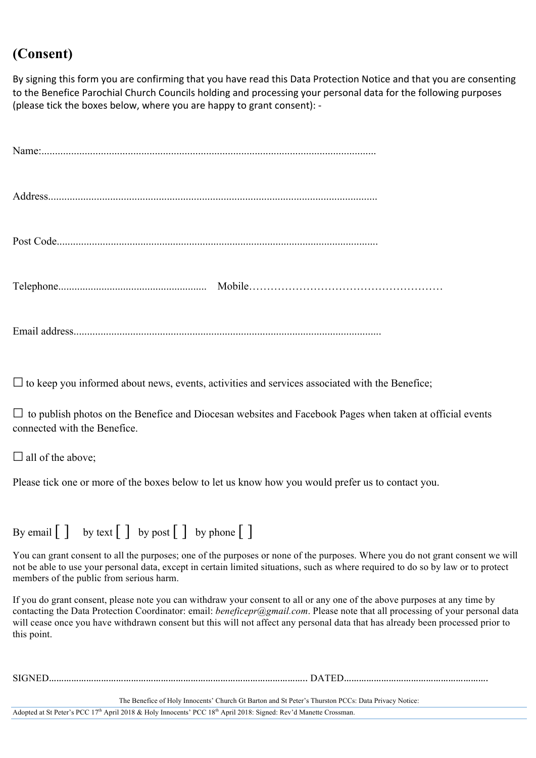## (Consent)

By signing this form you are confirming that you have read this Data Protection Notice and that you are consenting to the Benefice Parochial Church Councils holding and processing your personal data for the following purposes (please tick the boxes below, where you are happy to grant consent): -

Name:..........................................................................................................................

Address........................................................................................................................

Post Code.....................................................................................................................

Telephone....................................................... Mobile………………………………………………

Email address................................................................................................................

☐ to keep you informed about news, events, activities and services associated with the Benefice;

☐ to publish photos on the Benefice and Diocesan websites and Facebook Pages when taken at official events connected with the Benefice.

☐ all of the above;

Please tick one or more of the boxes below to let us know how you would prefer us to contact you.

By email [ ] by text [ ] by post [ ] by phone [ ]

You can grant consent to all the purposes; one of the purposes or none of the purposes. Where you do not grant consent we will not be able to use your personal data, except in certain limited situations, such as where required to do so by law or to protect members of the public from serious harm.

If you do grant consent, please note you can withdraw your consent to all or any one of the above purposes at any time by contacting the Data Protection Coordinator: email: *beneficepr@gmail.com*. Please note that all processing of your personal data will cease once you have withdrawn consent but this will not affect any personal data that has already been processed prior to this point.

SIGNED..................................................................................................... DATED.........................................................

The Benefice of Holy Innocents' Church Gt Barton and St Peter's Thurston PCCs: Data Privacy Notice:

Adopted at St Peter's PCC 17th April 2018 & Holy Innocents' PCC 18th April 2018: Signed: Rev'd Manette Crossman.